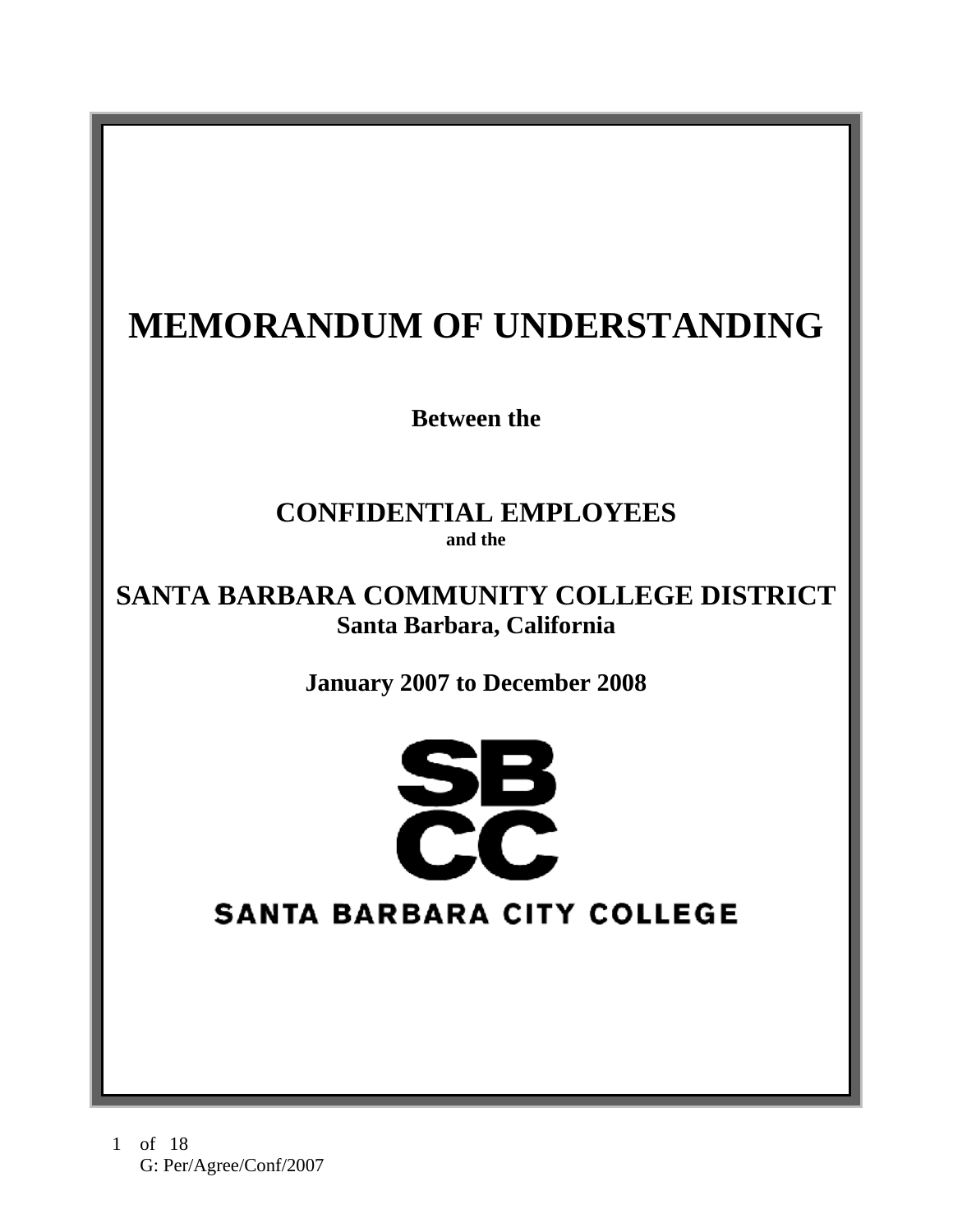# MEMORANDUM OF UNDERSTANDING

**Between the**

## CONFIDENTIAL EMPLOYEES

**and the**

## SANTA BARBARA COMMUNITY COLLEGE DISTRICT

**Santa Barbara, California**

**January 2007 to December 2008**

SBCC

SANTA BARBARA CITY COLLEGE

G: Per/Agree/Conf/2007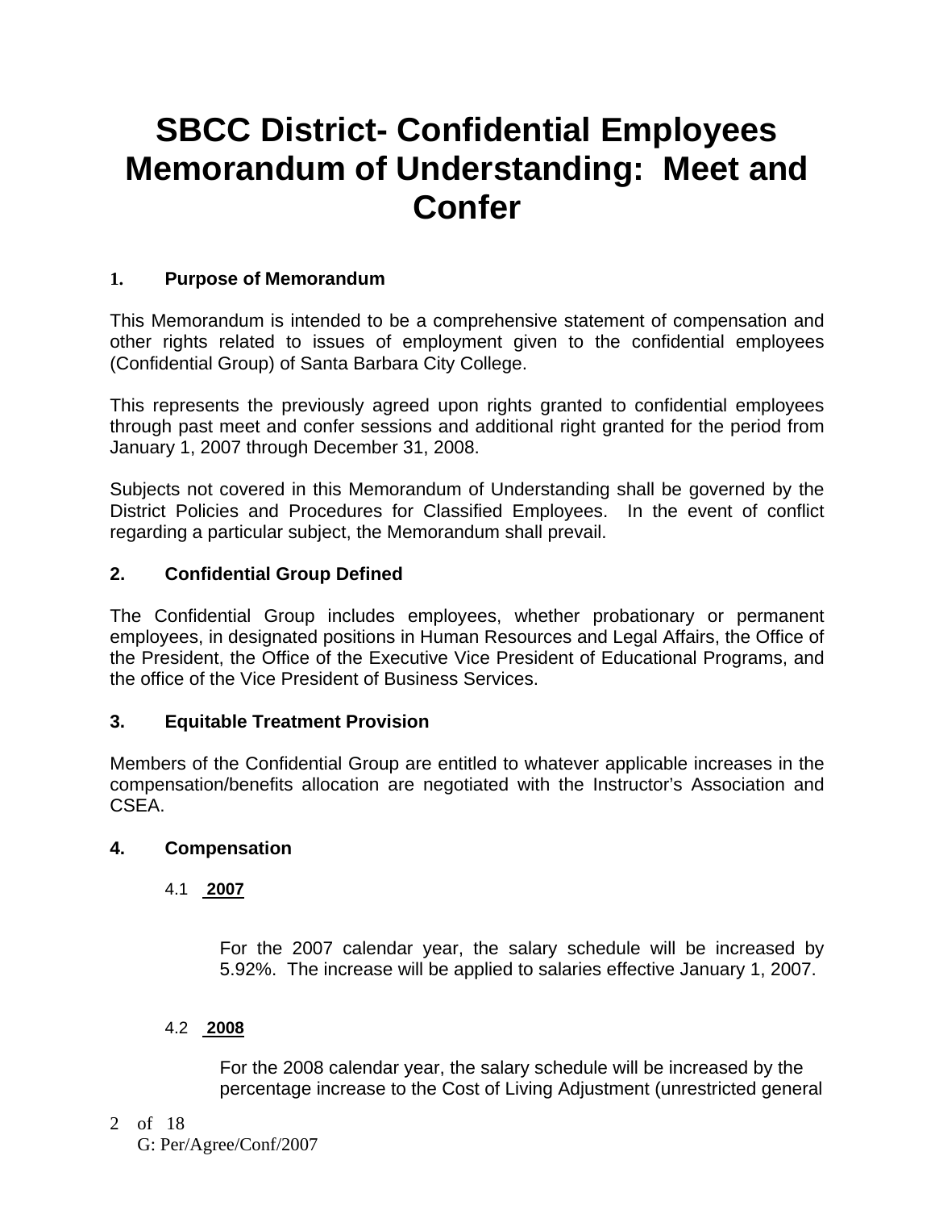# SBCC District- Confidential Employees Memorandum of Understanding: Meet and Confer

### 1. Purpose of Memorandum

This Memorandum is intended to be a comprehensive statement of compensation and other rights related to issues of employment given to the confidential employees (Confidential Group) of Santa Barbara City College.

This represents the previously agreed upon rights granted to confidential employees through past meet and confer sessions and additional right granted for the period from January 1, 2007 through December 31, 2008.

Subjects not covered in this Memorandum of Understanding shall be governed by the District Policies and Procedures for Classified Employees. In the event of conflict regarding a particular subject, the Memorandum shall prevail.

### 2. Confidential Group Defined

The Confidential Group includes employees, whether probationary or permanent employees, in designated positions in Human Resources and Legal Affairs, the Office of the President, the Office of the Executive Vice President of Educational Programs, and the office of the Vice President of Business Services.

### 3. Equitable Treatment Provision

Members of the Confidential Group are entitled to whatever applicable increases in the compensation/benefits allocation are negotiated with the Instructor's Association and CSEA.

### 4. Compensation

4.1 **2007**

For the 2007 calendar year, the salary schedule will be increased by 5.92%. The increase will be applied to salaries effective January 1, 2007.

4.2 **2008**

For the 2008 calendar year, the salary schedule will be increased by the percentage increase to the Cost of Living Adjustment (unrestricted general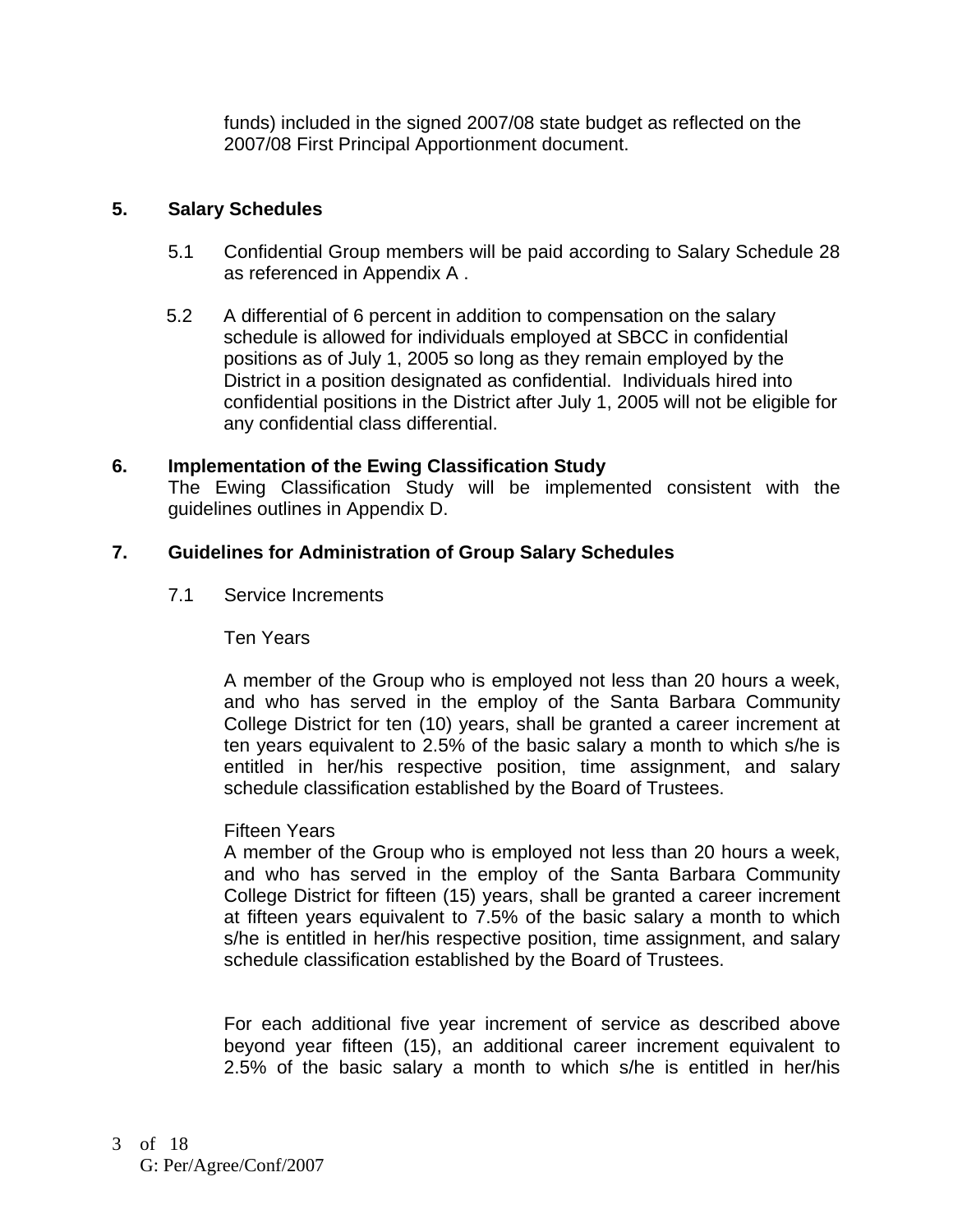funds) included in the signed 2007/08 state budget as reflected on the 2007/08 First Principal Apportionment document.

**5. Salary Schedules**

5.1 Confidential Group members will be paid according to Salary Schedule 28 as referenced in Appendix A .

5.2 A differential of 6 percent in addition to compensation on the salary schedule is allowed for individuals employed at SBCC in confidential positions as of July 1, 2005 so long as they remain employed by the District in a position designated as confidential. Individuals hired into confidential positions in the District after July 1, 2005 will not be eligible for any confidential class differential.

**6. Implementation of the Ewing Classification Study**

The Ewing Classification Study will be implemented consistent with the guidelines outlines in Appendix D.

**7. Guidelines for Administration of Group Salary Schedules**

7.1 Service Increments

Ten Years

A member of the Group who is employed not less than 20 hours a week, and who has served in the employ of the Santa Barbara Community College District for ten (10) years, shall be granted a career increment at ten years equivalent to 2.5% of the basic salary a month to which s/he is entitled in her/his respective position, time assignment, and salary schedule classification established by the Board of Trustees.

Fifteen Years

A member of the Group who is employed not less than 20 hours a week, and who has served in the employ of the Santa Barbara Community College District for fifteen (15) years, shall be granted a career increment at fifteen years equivalent to 7.5% of the basic salary a month to which s/he is entitled in her/his respective position, time assignment, and salary schedule classification established by the Board of Trustees.

For each additional five year increment of service as described above beyond year fifteen (15), an additional career increment equivalent to 2.5% of the basic salary a month to which s/he is entitled in her/his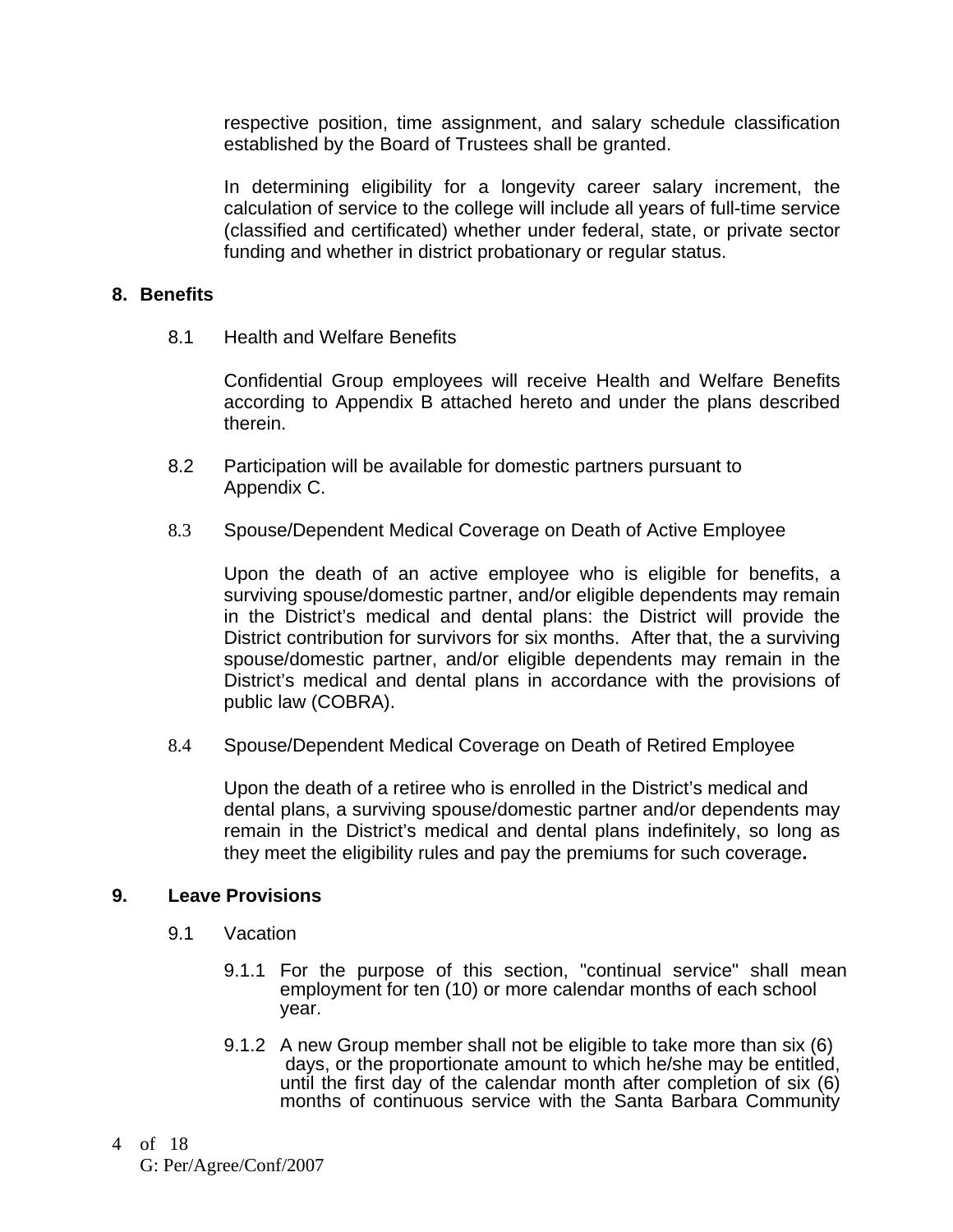respective position, time assignment, and salary schedule classification established by the Board of Trustees shall be granted.

In determining eligibility for a longevity career salary increment, the calculation of service to the college will include all years of full-time service (classified and certificated) whether under federal, state, or private sector funding and whether in district probationary or regular status.

## 8. Benefits

8.1 Health and Welfare Benefits

Confidential Group employees will receive Health and Welfare Benefits according to Appendix B attached hereto and under the plans described therein.

8.2 Participation will be available for domestic partners pursuant to Appendix C.

8.3 Spouse/Dependent Medical Coverage on Death of Active Employee

Upon the death of an active employee who is eligible for benefits, a surviving spouse/domestic partner, and/or eligible dependents may remain in the District's medical and dental plans: the District will provide the District contribution for survivors for six months. After that, the a surviving spouse/domestic partner, and/or eligible dependents may remain in the District's medical and dental plans in accordance with the provisions of public law (COBRA).

8.4 Spouse/Dependent Medical Coverage on Death of Retired Employee

Upon the death of a retiree who is enrolled in the District's medical and dental plans, a surviving spouse/domestic partner and/or dependents may remain in the District's medical and dental plans indefinitely, so long as they meet the eligibility rules and pay the premiums for such coverage**.**

## 9. Leave Provisions

9.1 Vacation

9.1.1 For the purpose of this section, "continual service" shall mean employment for ten (10) or more calendar months of each school year.

9.1.2 A new Group member shall not be eligible to take more than six (6) days, or the proportionate amount to which he/she may be entitled, until the first day of the calendar month after completion of six (6) months of continuous service with the Santa Barbara Community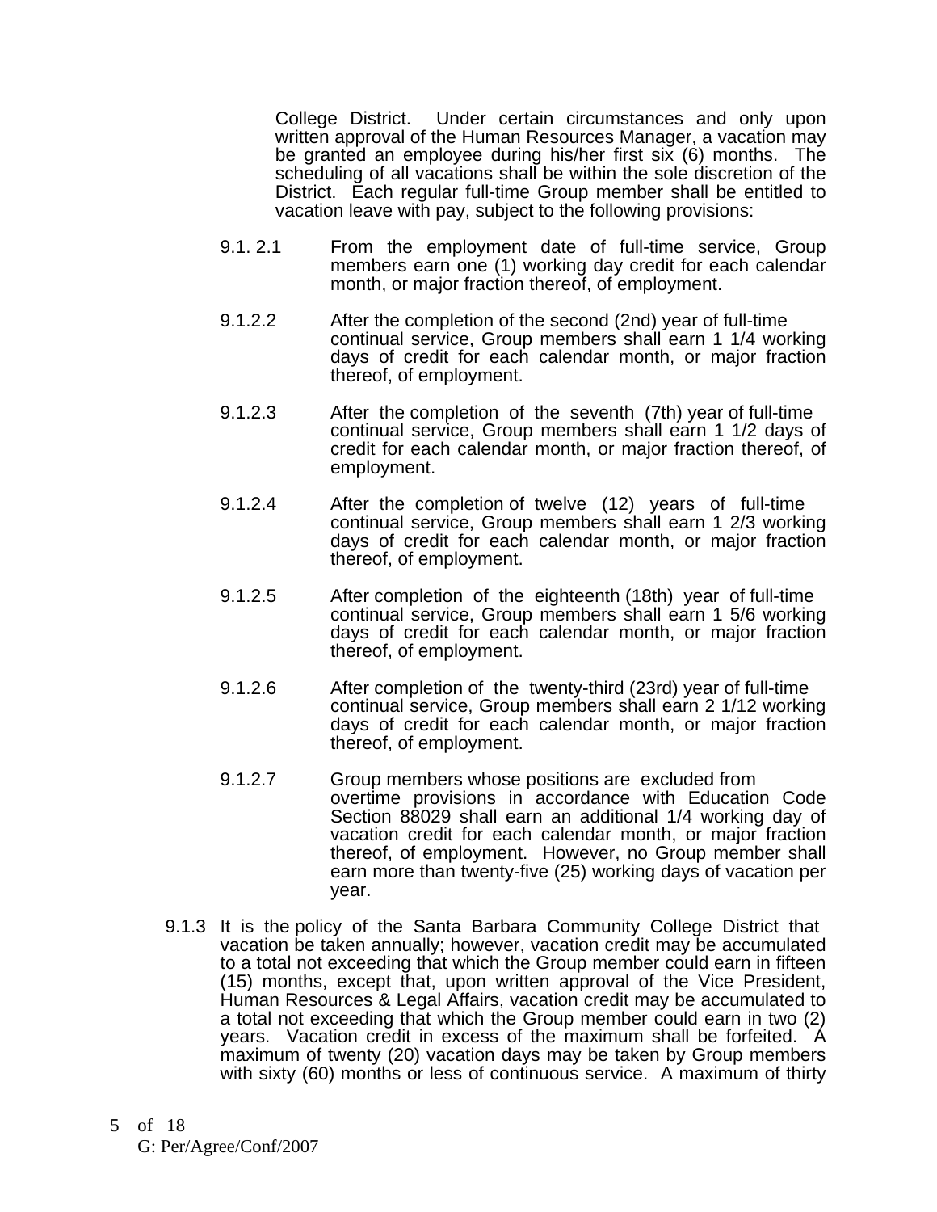College District. Under certain circumstances and only upon written approval of the Human Resources Manager, a vacation may be granted an employee during his/her first six (6) months. The scheduling of all vacations shall be within the sole discretion of the District. Each regular full-time Group member shall be entitled to vacation leave with pay, subject to the following provisions:

9.1. 2.1 From the employment date of full-time service, Group members earn one (1) working day credit for each calendar month, or major fraction thereof, of employment.

9.1.2.2 After the completion of the second (2nd) year of full-time continual service, Group members shall earn 1 1/4 working days of credit for each calendar month, or major fraction thereof, of employment.

9.1.2.3 After the completion of the seventh (7th) year of full-time continual service, Group members shall earn 1 1/2 days of credit for each calendar month, or major fraction thereof, of employment.

9.1.2.4 After the completion of twelve (12) years of full-time continual service, Group members shall earn 1 2/3 working days of credit for each calendar month, or major fraction thereof, of employment.

9.1.2.5 After completion of the eighteenth (18th) year of full-time continual service, Group members shall earn 1 5/6 working days of credit for each calendar month, or major fraction thereof, of employment.

9.1.2.6 After completion of the twenty-third (23rd) year of full-time continual service, Group members shall earn 2 1/12 working days of credit for each calendar month, or major fraction thereof, of employment.

9.1.2.7 Group members whose positions are excluded from overtime provisions in accordance with Education Code Section 88029 shall earn an additional 1/4 working day of vacation credit for each calendar month, or major fraction thereof, of employment. However, no Group member shall earn more than twenty-five (25) working days of vacation per year.

9.1.3 It is the policy of the Santa Barbara Community College District that vacation be taken annually; however, vacation credit may be accumulated to a total not exceeding that which the Group member could earn in fifteen (15) months, except that, upon written approval of the Vice President, Human Resources & Legal Affairs, vacation credit may be accumulated to a total not exceeding that which the Group member could earn in two (2) years. Vacation credit in excess of the maximum shall be forfeited. A maximum of twenty (20) vacation days may be taken by Group members with sixty (60) months or less of continuous service. A maximum of thirty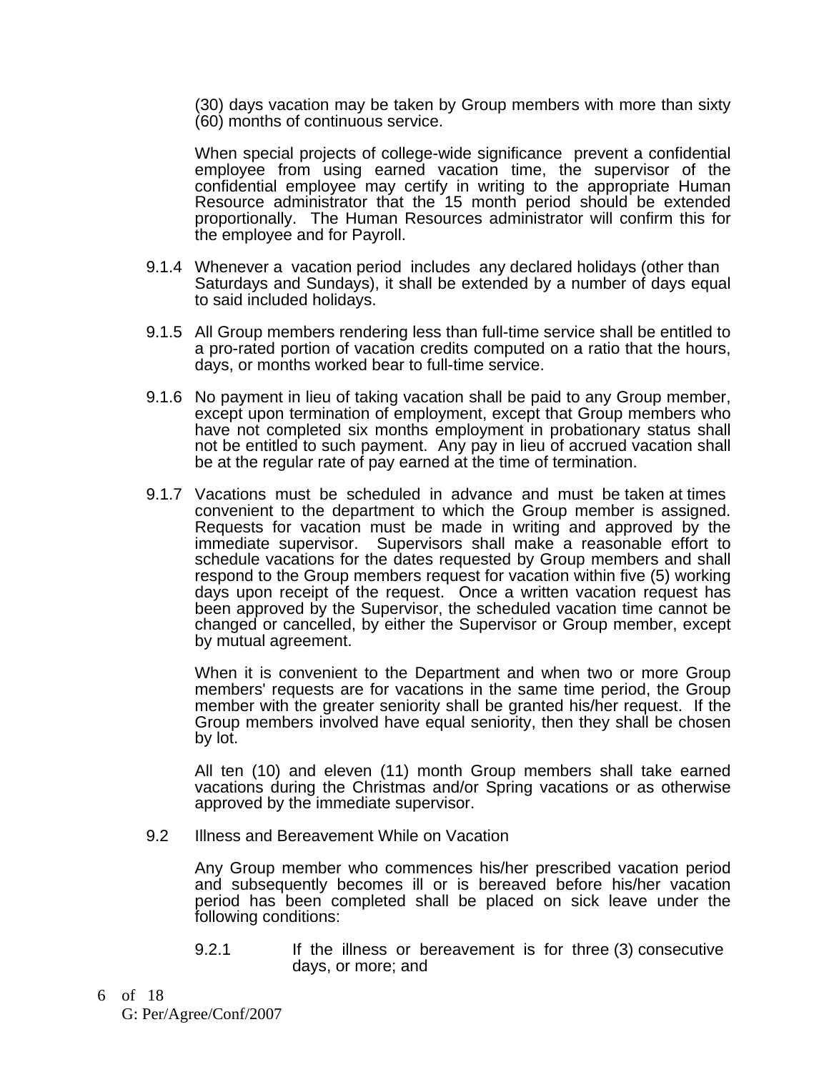(30) days vacation may be taken by Group members with more than sixty (60) months of continuous service.

When special projects of college-wide significance prevent a confidential employee from using earned vacation time, the supervisor of the confidential employee may certify in writing to the appropriate Human Resource administrator that the 15 month period should be extended proportionally. The Human Resources administrator will confirm this for the employee and for Payroll.

9.1.4 Whenever a vacation period includes any declared holidays (other than Saturdays and Sundays), it shall be extended by a number of days equal to said included holidays.

9.1.5 All Group members rendering less than full-time service shall be entitled to a pro-rated portion of vacation credits computed on a ratio that the hours, days, or months worked bear to full-time service.

9.1.6 No payment in lieu of taking vacation shall be paid to any Group member, except upon termination of employment, except that Group members who have not completed six months employment in probationary status shall not be entitled to such payment. Any pay in lieu of accrued vacation shall be at the regular rate of pay earned at the time of termination.

9.1.7 Vacations must be scheduled in advance and must be taken at times convenient to the department to which the Group member is assigned. Requests for vacation must be made in writing and approved by the immediate supervisor. Supervisors shall make a reasonable effort to schedule vacations for the dates requested by Group members and shall respond to the Group members request for vacation within five (5) working days upon receipt of the request. Once a written vacation request has been approved by the Supervisor, the scheduled vacation time cannot be changed or cancelled, by either the Supervisor or Group member, except by mutual agreement.

When it is convenient to the Department and when two or more Group members' requests are for vacations in the same time period, the Group member with the greater seniority shall be granted his/her request. If the Group members involved have equal seniority, then they shall be chosen by lot.

All ten (10) and eleven (11) month Group members shall take earned vacations during the Christmas and/or Spring vacations or as otherwise approved by the immediate supervisor.

9.2 Illness and Bereavement While on Vacation

Any Group member who commences his/her prescribed vacation period and subsequently becomes ill or is bereaved before his/her vacation period has been completed shall be placed on sick leave under the following conditions:

9.2.1 If the illness or bereavement is for three (3) consecutive days, or more; and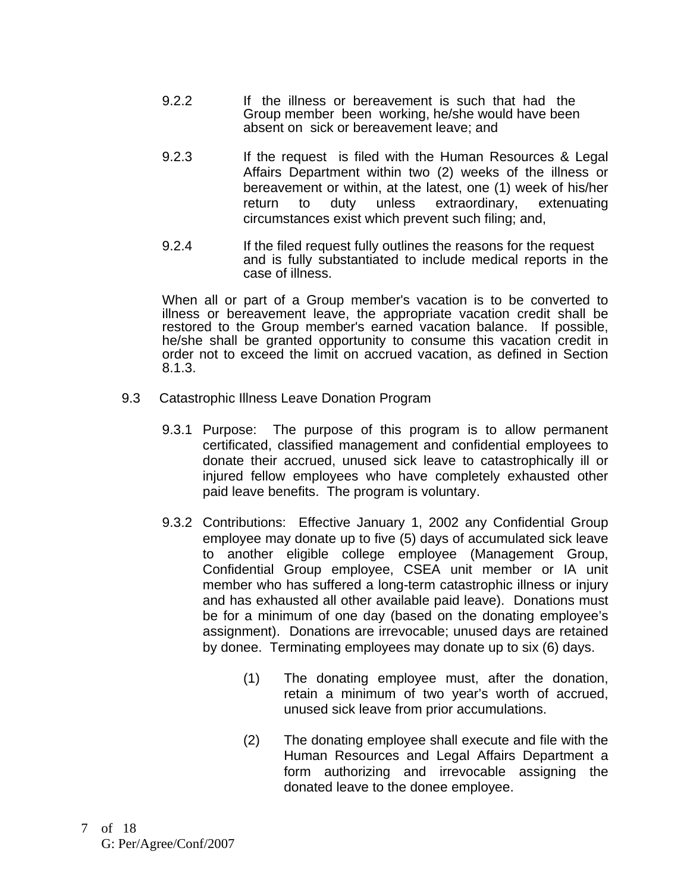9.2.2 If the illness or bereavement is such that had the Group member been working, he/she would have been absent on sick or bereavement leave; and

9.2.3 If the request is filed with the Human Resources & Legal Affairs Department within two (2) weeks of the illness or bereavement or within, at the latest, one (1) week of his/her return to duty unless extraordinary, extenuating circumstances exist which prevent such filing; and,

9.2.4 If the filed request fully outlines the reasons for the request and is fully substantiated to include medical reports in the case of illness.

When all or part of a Group member's vacation is to be converted to illness or bereavement leave, the appropriate vacation credit shall be restored to the Group member's earned vacation balance. If possible, he/she shall be granted opportunity to consume this vacation credit in order not to exceed the limit on accrued vacation, as defined in Section 8.1.3.

9.3 Catastrophic Illness Leave Donation Program

9.3.1 Purpose: The purpose of this program is to allow permanent certificated, classified management and confidential employees to donate their accrued, unused sick leave to catastrophically ill or injured fellow employees who have completely exhausted other paid leave benefits. The program is voluntary.

9.3.2 Contributions: Effective January 1, 2002 any Confidential Group employee may donate up to five (5) days of accumulated sick leave to another eligible college employee (Management Group, Confidential Group employee, CSEA unit member or IA unit member who has suffered a long-term catastrophic illness or injury and has exhausted all other available paid leave). Donations must be for a minimum of one day (based on the donating employee's assignment). Donations are irrevocable; unused days are retained by donee. Terminating employees may donate up to six (6) days.

(1) The donating employee must, after the donation, retain a minimum of two year's worth of accrued, unused sick leave from prior accumulations.

(2) The donating employee shall execute and file with the Human Resources and Legal Affairs Department a form authorizing and irrevocable assigning the donated leave to the donee employee.

G: Per/Agree/Conf/2007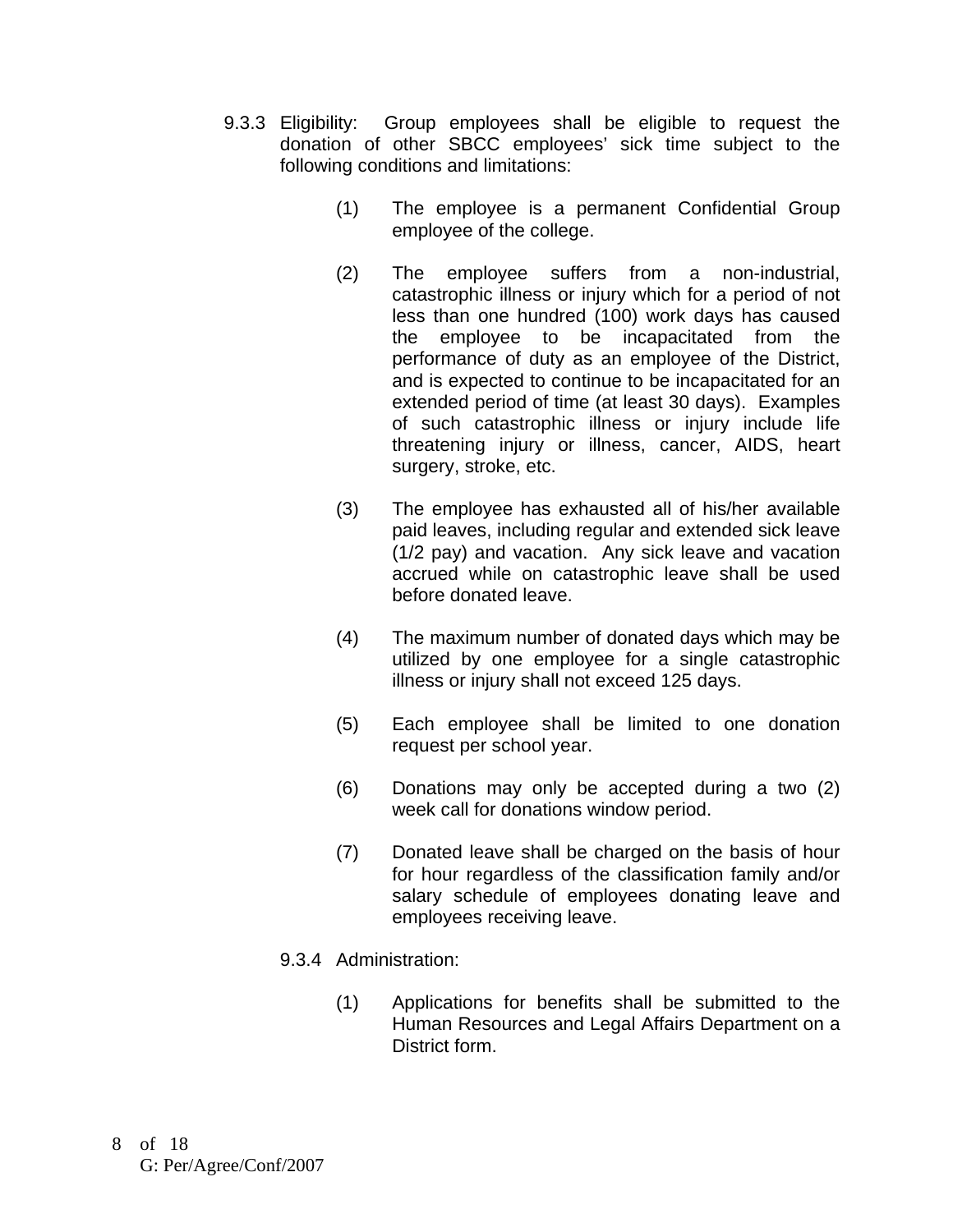9.3.3 Eligibility: Group employees shall be eligible to request the donation of other SBCC employees' sick time subject to the following conditions and limitations:

(1) The employee is a permanent Confidential Group employee of the college.

(2) The employee suffers from a non-industrial, catastrophic illness or injury which for a period of not less than one hundred (100) work days has caused the employee to be incapacitated from the performance of duty as an employee of the District, and is expected to continue to be incapacitated for an extended period of time (at least 30 days). Examples of such catastrophic illness or injury include life threatening injury or illness, cancer, AIDS, heart surgery, stroke, etc.

(3) The employee has exhausted all of his/her available paid leaves, including regular and extended sick leave (1/2 pay) and vacation. Any sick leave and vacation accrued while on catastrophic leave shall be used before donated leave.

(4) The maximum number of donated days which may be utilized by one employee for a single catastrophic illness or injury shall not exceed 125 days.

(5) Each employee shall be limited to one donation request per school year.

(6) Donations may only be accepted during a two (2) week call for donations window period.

(7) Donated leave shall be charged on the basis of hour for hour regardless of the classification family and/or salary schedule of employees donating leave and employees receiving leave.

9.3.4 Administration:

(1) Applications for benefits shall be submitted to the Human Resources and Legal Affairs Department on a District form.

G: Per/Agree/Conf/2007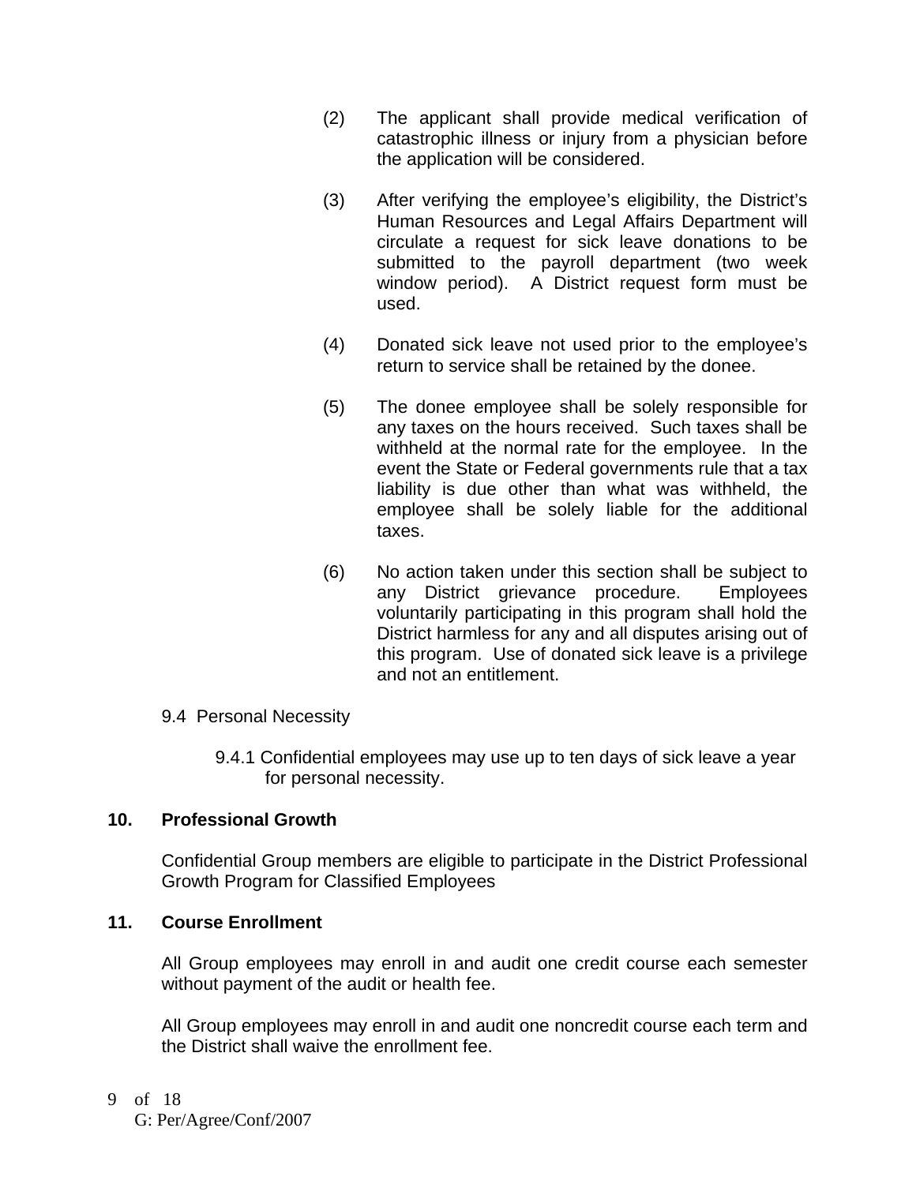(2) The applicant shall provide medical verification of catastrophic illness or injury from a physician before the application will be considered.

(3) After verifying the employee's eligibility, the District's Human Resources and Legal Affairs Department will circulate a request for sick leave donations to be submitted to the payroll department (two week window period). A District request form must be used.

(4) Donated sick leave not used prior to the employee's return to service shall be retained by the donee.

(5) The donee employee shall be solely responsible for any taxes on the hours received. Such taxes shall be withheld at the normal rate for the employee. In the event the State or Federal governments rule that a tax liability is due other than what was withheld, the employee shall be solely liable for the additional taxes.

(6) No action taken under this section shall be subject to any District grievance procedure. Employees voluntarily participating in this program shall hold the District harmless for any and all disputes arising out of this program. Use of donated sick leave is a privilege and not an entitlement.

9.4 Personal Necessity

9.4.1 Confidential employees may use up to ten days of sick leave a year for personal necessity.

## 10. Professional Growth

Confidential Group members are eligible to participate in the District Professional Growth Program for Classified Employees

## 11. Course Enrollment

All Group employees may enroll in and audit one credit course each semester without payment of the audit or health fee.

All Group employees may enroll in and audit one noncredit course each term and the District shall waive the enrollment fee.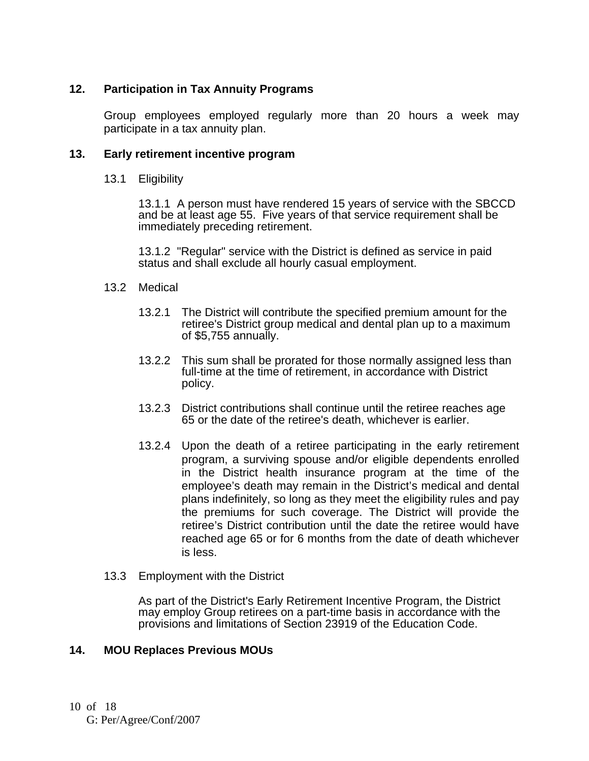## 12. Participation in Tax Annuity Programs

Group employees employed regularly more than 20 hours a week may participate in a tax annuity plan.

## 13. Early retirement incentive program

13.1 Eligibility

13.1.1 A person must have rendered 15 years of service with the SBCCD and be at least age 55. Five years of that service requirement shall be immediately preceding retirement.

13.1.2 "Regular" service with the District is defined as service in paid status and shall exclude all hourly casual employment.

13.2 Medical

13.2.1 The District will contribute the specified premium amount for the retiree's District group medical and dental plan up to a maximum of $5,755 annually.

13.2.2 This sum shall be prorated for those normally assigned less than full-time at the time of retirement, in accordance with District policy.

13.2.3 District contributions shall continue until the retiree reaches age 65 or the date of the retiree's death, whichever is earlier.

13.2.4 Upon the death of a retiree participating in the early retirement program, a surviving spouse and/or eligible dependents enrolled in the District health insurance program at the time of the employee's death may remain in the District's medical and dental plans indefinitely, so long as they meet the eligibility rules and pay the premiums for such coverage. The District will provide the retiree's District contribution until the date the retiree would have reached age 65 or for 6 months from the date of death whichever is less.

13.3 Employment with the District

As part of the District's Early Retirement Incentive Program, the District may employ Group retirees on a part-time basis in accordance with the provisions and limitations of Section 23919 of the Education Code.

## 14. MOU Replaces Previous MOUs

G: Per/Agree/Conf/2007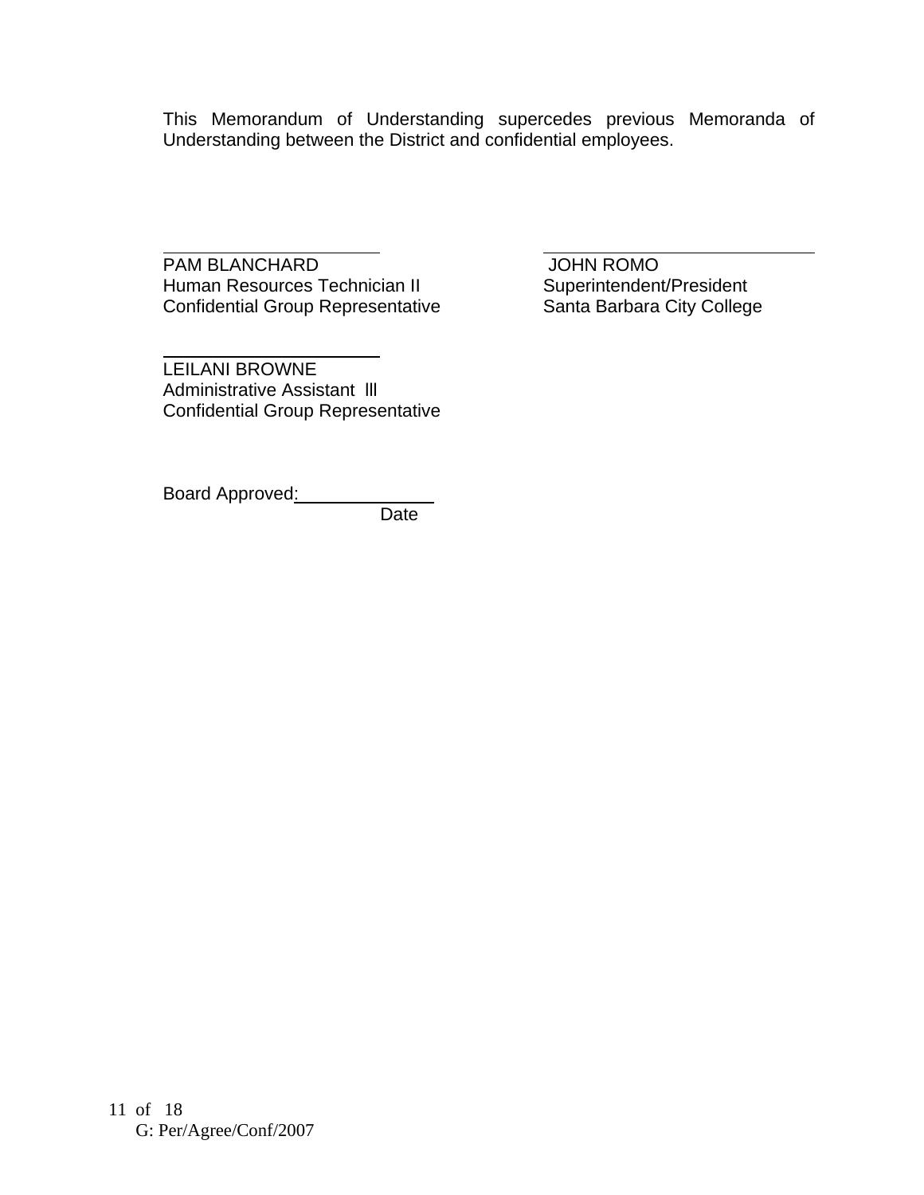This Memorandum of Understanding supercedes previous Memoranda of Understanding between the District and confidential employees.

\_\_\_\_\_\_\_\_\_\_\_\_\_\_\_\_\_\_\_\_\_\_\_\_
PAM BLANCHARD
Human Resources Technician II
Confidential Group Representative

\_\_\_\_\_\_\_\_\_\_\_\_\_\_\_\_\_\_\_\_\_\_\_\_
JOHN ROMO
Superintendent/President
Santa Barbara City College

\_\_\_\_\_\_\_\_\_\_\_\_\_\_\_\_\_\_\_\_\_\_\_\_
LEILANI BROWNE
Administrative Assistant lll
Confidential Group Representative

Board Approved: \_\_\_\_\_\_\_\_\_\_\_\_\_\_
Date

G: Per/Agree/Conf/2007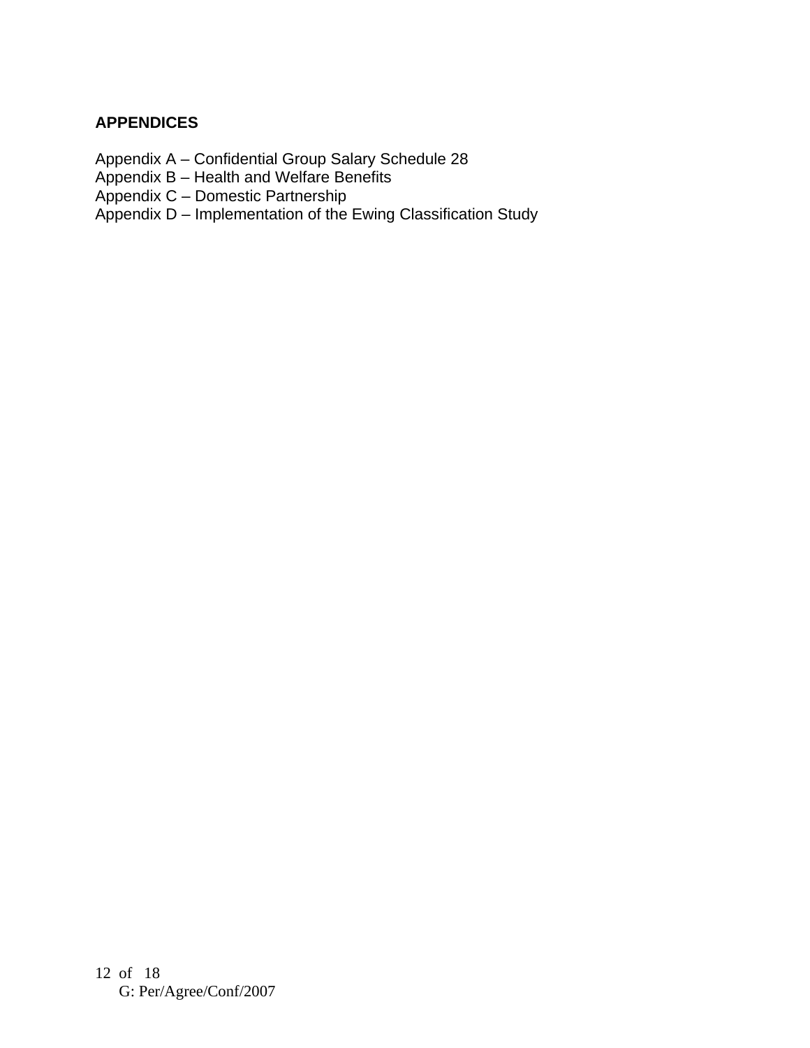**APPENDICES**

Appendix A – Confidential Group Salary Schedule 28
Appendix B – Health and Welfare Benefits
Appendix C – Domestic Partnership
Appendix D – Implementation of the Ewing Classification Study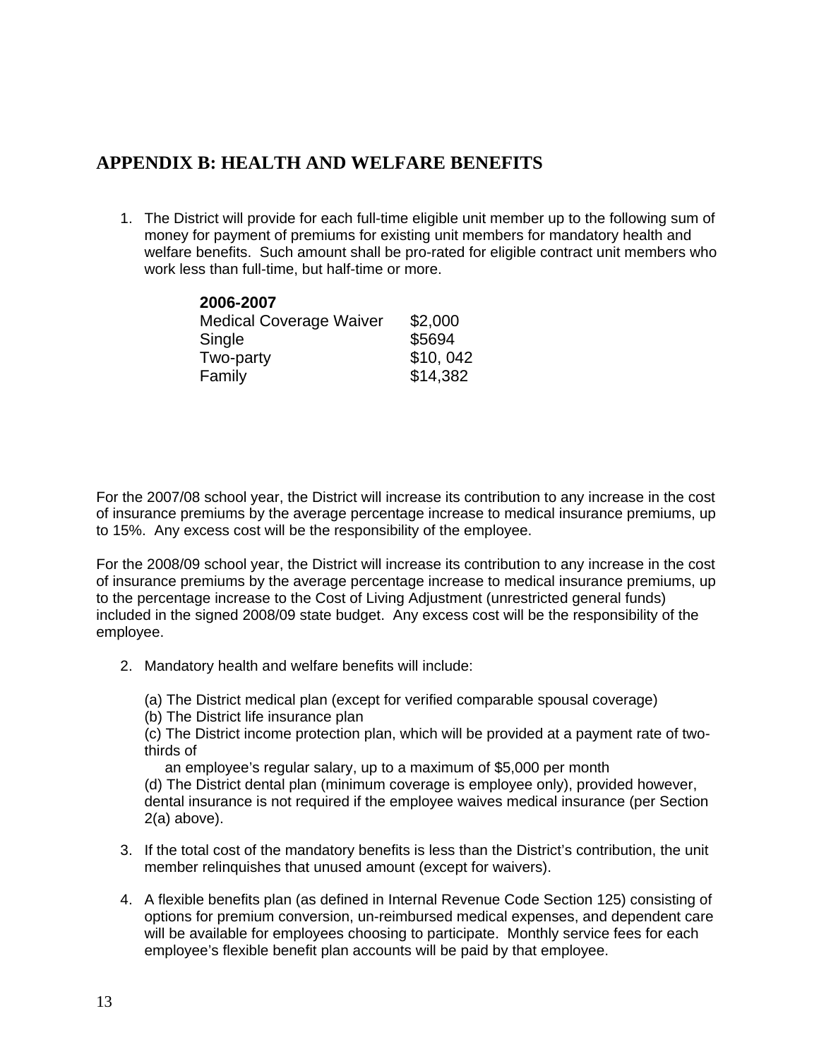## APPENDIX B: HEALTH AND WELFARE BENEFITS

1. The District will provide for each full-time eligible unit member up to the following sum of money for payment of premiums for existing unit members for mandatory health and welfare benefits. Such amount shall be pro-rated for eligible contract unit members who work less than full-time, but half-time or more.

| **2006-2007** | |
|---|---|
| Medical Coverage Waiver | $2,000 |
| Single | $5694 |
| Two-party | $10, 042 |
| Family | $14,382 |

For the 2007/08 school year, the District will increase its contribution to any increase in the cost of insurance premiums by the average percentage increase to medical insurance premiums, up to 15%. Any excess cost will be the responsibility of the employee.

For the 2008/09 school year, the District will increase its contribution to any increase in the cost of insurance premiums by the average percentage increase to medical insurance premiums, up to the percentage increase to the Cost of Living Adjustment (unrestricted general funds) included in the signed 2008/09 state budget. Any excess cost will be the responsibility of the employee.

2. Mandatory health and welfare benefits will include:

   (a) The District medical plan (except for verified comparable spousal coverage)
   (b) The District life insurance plan
   (c) The District income protection plan, which will be provided at a payment rate of two-thirds of
   an employee's regular salary, up to a maximum of $5,000 per month
   (d) The District dental plan (minimum coverage is employee only), provided however, dental insurance is not required if the employee waives medical insurance (per Section 2(a) above).

3. If the total cost of the mandatory benefits is less than the District's contribution, the unit member relinquishes that unused amount (except for waivers).

4. A flexible benefits plan (as defined in Internal Revenue Code Section 125) consisting of options for premium conversion, un-reimbursed medical expenses, and dependent care will be available for employees choosing to participate. Monthly service fees for each employee's flexible benefit plan accounts will be paid by that employee.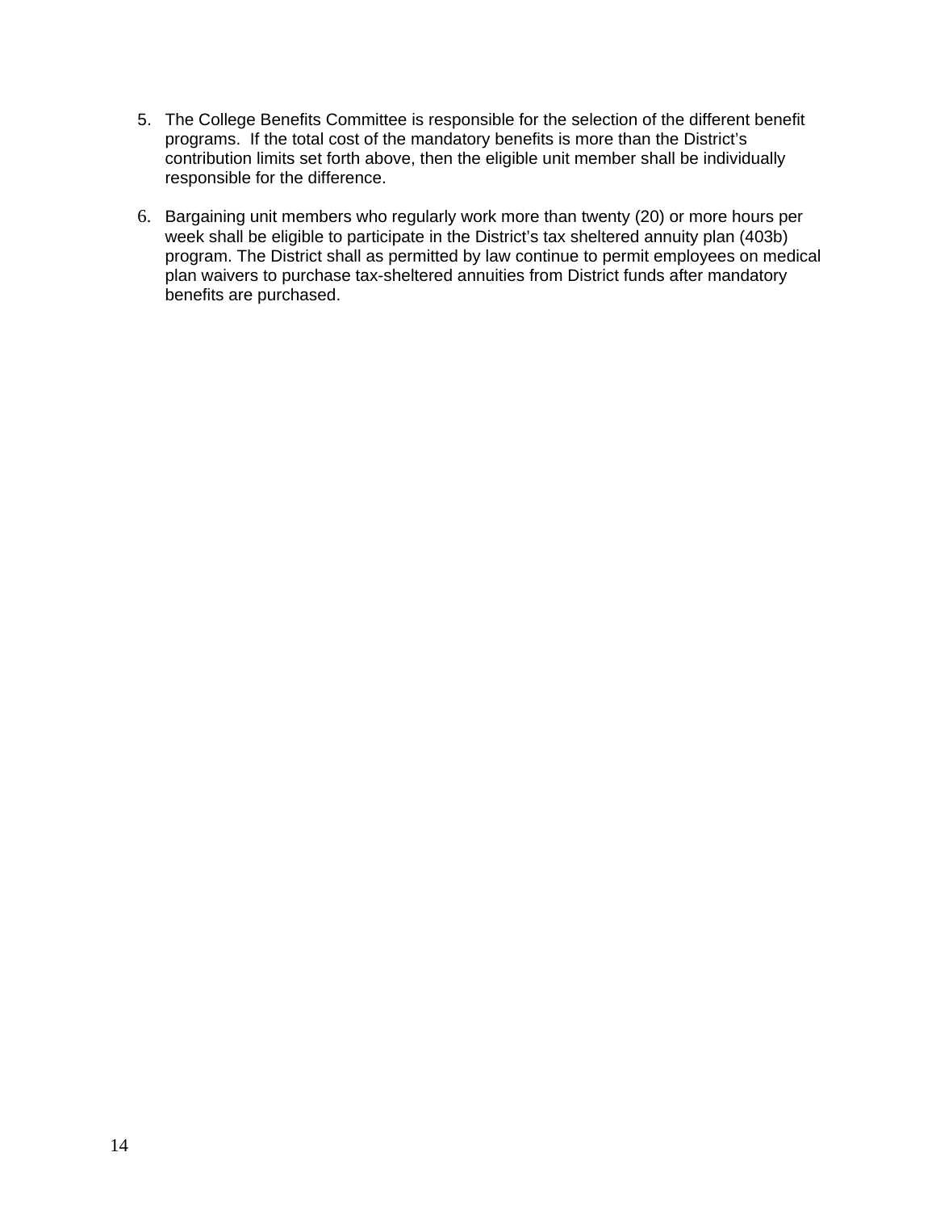5. The College Benefits Committee is responsible for the selection of the different benefit programs. If the total cost of the mandatory benefits is more than the District's contribution limits set forth above, then the eligible unit member shall be individually responsible for the difference.

6. Bargaining unit members who regularly work more than twenty (20) or more hours per week shall be eligible to participate in the District's tax sheltered annuity plan (403b) program. The District shall as permitted by law continue to permit employees on medical plan waivers to purchase tax-sheltered annuities from District funds after mandatory benefits are purchased.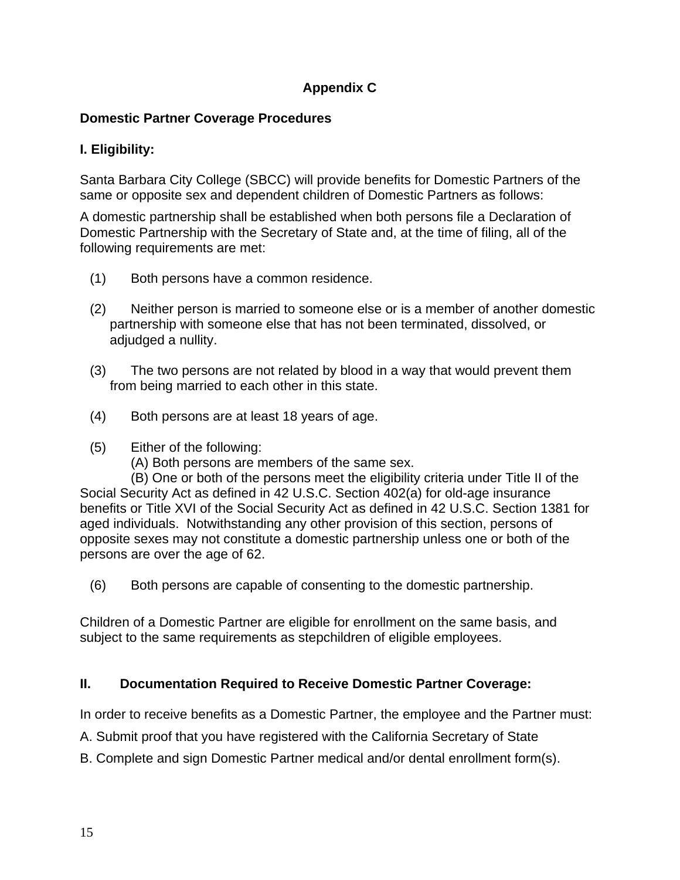## Appendix C

### Domestic Partner Coverage Procedures

### I. Eligibility:

Santa Barbara City College (SBCC) will provide benefits for Domestic Partners of the same or opposite sex and dependent children of Domestic Partners as follows:

A domestic partnership shall be established when both persons file a Declaration of Domestic Partnership with the Secretary of State and, at the time of filing, all of the following requirements are met:

(1) Both persons have a common residence.

(2) Neither person is married to someone else or is a member of another domestic partnership with someone else that has not been terminated, dissolved, or adjudged a nullity.

(3) The two persons are not related by blood in a way that would prevent them from being married to each other in this state.

(4) Both persons are at least 18 years of age.

(5) Either of the following:
  (A) Both persons are members of the same sex.
  (B) One or both of the persons meet the eligibility criteria under Title II of the Social Security Act as defined in 42 U.S.C. Section 402(a) for old-age insurance benefits or Title XVI of the Social Security Act as defined in 42 U.S.C. Section 1381 for aged individuals. Notwithstanding any other provision of this section, persons of opposite sexes may not constitute a domestic partnership unless one or both of the persons are over the age of 62.

(6) Both persons are capable of consenting to the domestic partnership.

Children of a Domestic Partner are eligible for enrollment on the same basis, and subject to the same requirements as stepchildren of eligible employees.

### II. Documentation Required to Receive Domestic Partner Coverage:

In order to receive benefits as a Domestic Partner, the employee and the Partner must:

A. Submit proof that you have registered with the California Secretary of State

B. Complete and sign Domestic Partner medical and/or dental enrollment form(s).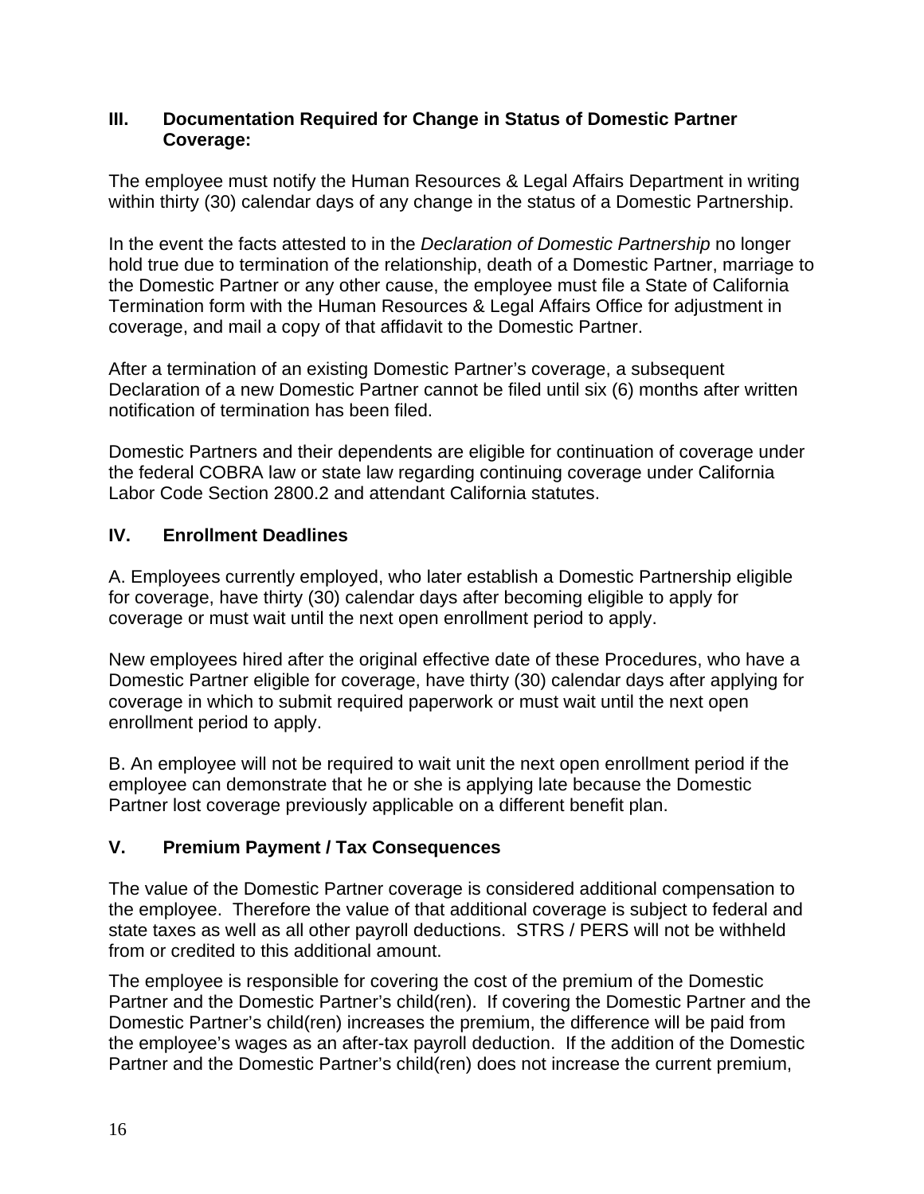## III. Documentation Required for Change in Status of Domestic Partner Coverage:

The employee must notify the Human Resources & Legal Affairs Department in writing within thirty (30) calendar days of any change in the status of a Domestic Partnership.

In the event the facts attested to in the *Declaration of Domestic Partnership* no longer hold true due to termination of the relationship, death of a Domestic Partner, marriage to the Domestic Partner or any other cause, the employee must file a State of California Termination form with the Human Resources & Legal Affairs Office for adjustment in coverage, and mail a copy of that affidavit to the Domestic Partner.

After a termination of an existing Domestic Partner's coverage, a subsequent Declaration of a new Domestic Partner cannot be filed until six (6) months after written notification of termination has been filed.

Domestic Partners and their dependents are eligible for continuation of coverage under the federal COBRA law or state law regarding continuing coverage under California Labor Code Section 2800.2 and attendant California statutes.

## IV. Enrollment Deadlines

A. Employees currently employed, who later establish a Domestic Partnership eligible for coverage, have thirty (30) calendar days after becoming eligible to apply for coverage or must wait until the next open enrollment period to apply.

New employees hired after the original effective date of these Procedures, who have a Domestic Partner eligible for coverage, have thirty (30) calendar days after applying for coverage in which to submit required paperwork or must wait until the next open enrollment period to apply.

B. An employee will not be required to wait unit the next open enrollment period if the employee can demonstrate that he or she is applying late because the Domestic Partner lost coverage previously applicable on a different benefit plan.

## V. Premium Payment / Tax Consequences

The value of the Domestic Partner coverage is considered additional compensation to the employee. Therefore the value of that additional coverage is subject to federal and state taxes as well as all other payroll deductions. STRS / PERS will not be withheld from or credited to this additional amount.

The employee is responsible for covering the cost of the premium of the Domestic Partner and the Domestic Partner's child(ren). If covering the Domestic Partner and the Domestic Partner's child(ren) increases the premium, the difference will be paid from the employee's wages as an after-tax payroll deduction. If the addition of the Domestic Partner and the Domestic Partner's child(ren) does not increase the current premium,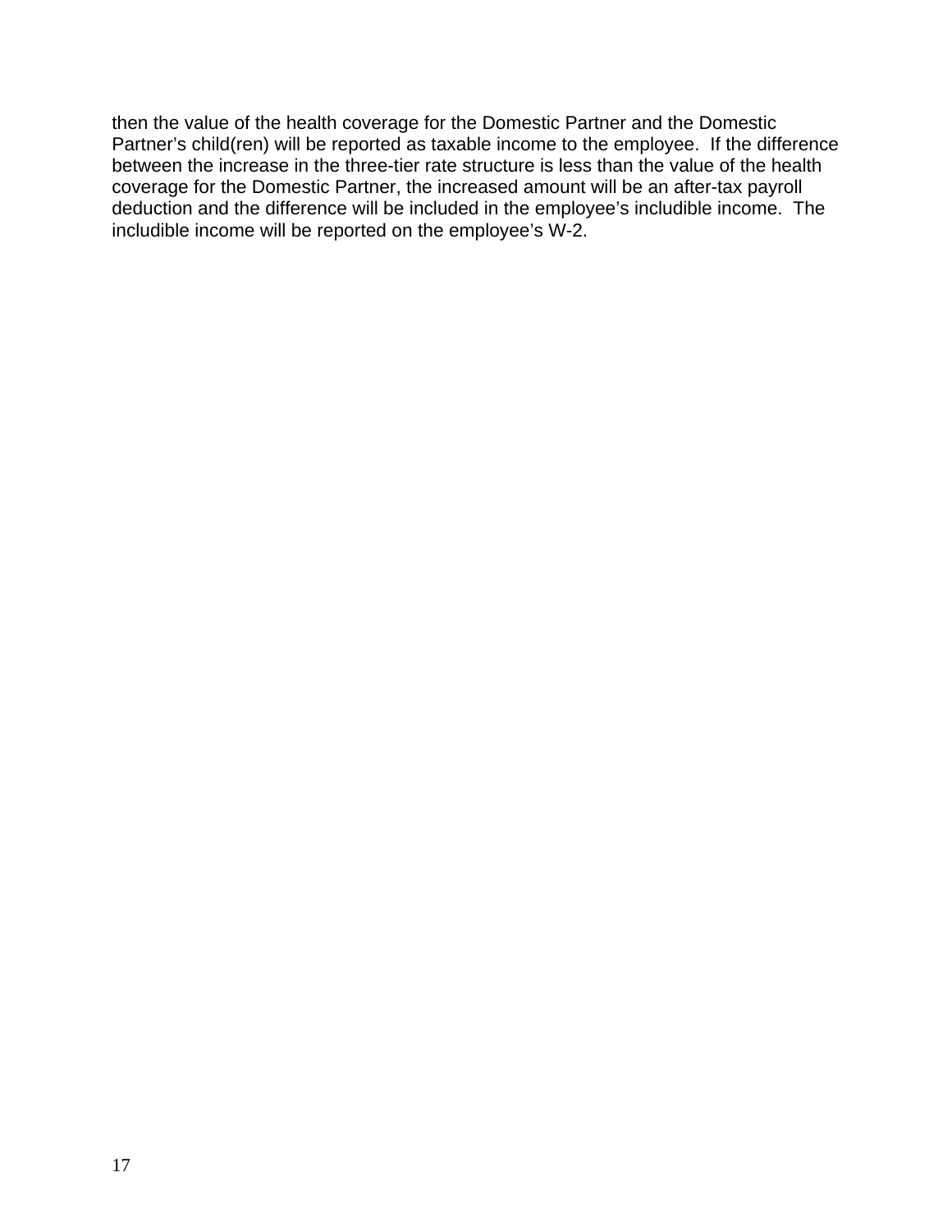then the value of the health coverage for the Domestic Partner and the Domestic Partner's child(ren) will be reported as taxable income to the employee. If the difference between the increase in the three-tier rate structure is less than the value of the health coverage for the Domestic Partner, the increased amount will be an after-tax payroll deduction and the difference will be included in the employee's includible income. The includible income will be reported on the employee's W-2.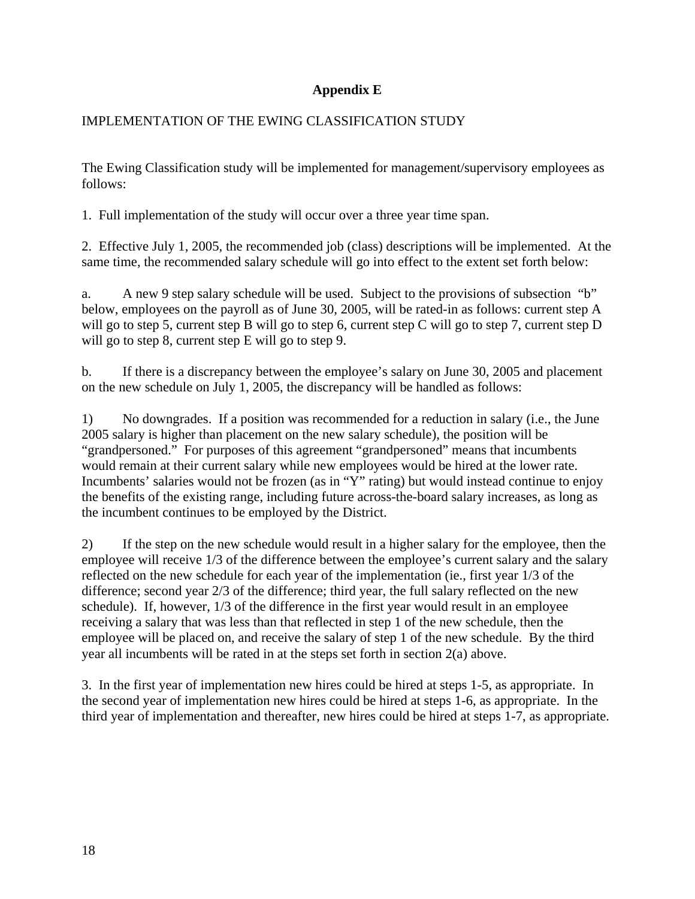# Appendix E

IMPLEMENTATION OF THE EWING CLASSIFICATION STUDY

The Ewing Classification study will be implemented for management/supervisory employees as follows:

1. Full implementation of the study will occur over a three year time span.

2. Effective July 1, 2005, the recommended job (class) descriptions will be implemented. At the same time, the recommended salary schedule will go into effect to the extent set forth below:

a. A new 9 step salary schedule will be used. Subject to the provisions of subsection "b" below, employees on the payroll as of June 30, 2005, will be rated-in as follows: current step A will go to step 5, current step B will go to step 6, current step C will go to step 7, current step D will go to step 8, current step E will go to step 9.

b. If there is a discrepancy between the employee's salary on June 30, 2005 and placement on the new schedule on July 1, 2005, the discrepancy will be handled as follows:

1) No downgrades. If a position was recommended for a reduction in salary (i.e., the June 2005 salary is higher than placement on the new salary schedule), the position will be "grandpersoned." For purposes of this agreement "grandpersoned" means that incumbents would remain at their current salary while new employees would be hired at the lower rate. Incumbents' salaries would not be frozen (as in "Y" rating) but would instead continue to enjoy the benefits of the existing range, including future across-the-board salary increases, as long as the incumbent continues to be employed by the District.

2) If the step on the new schedule would result in a higher salary for the employee, then the employee will receive 1/3 of the difference between the employee's current salary and the salary reflected on the new schedule for each year of the implementation (ie., first year 1/3 of the difference; second year 2/3 of the difference; third year, the full salary reflected on the new schedule). If, however, 1/3 of the difference in the first year would result in an employee receiving a salary that was less than that reflected in step 1 of the new schedule, then the employee will be placed on, and receive the salary of step 1 of the new schedule. By the third year all incumbents will be rated in at the steps set forth in section 2(a) above.

3. In the first year of implementation new hires could be hired at steps 1-5, as appropriate. In the second year of implementation new hires could be hired at steps 1-6, as appropriate. In the third year of implementation and thereafter, new hires could be hired at steps 1-7, as appropriate.